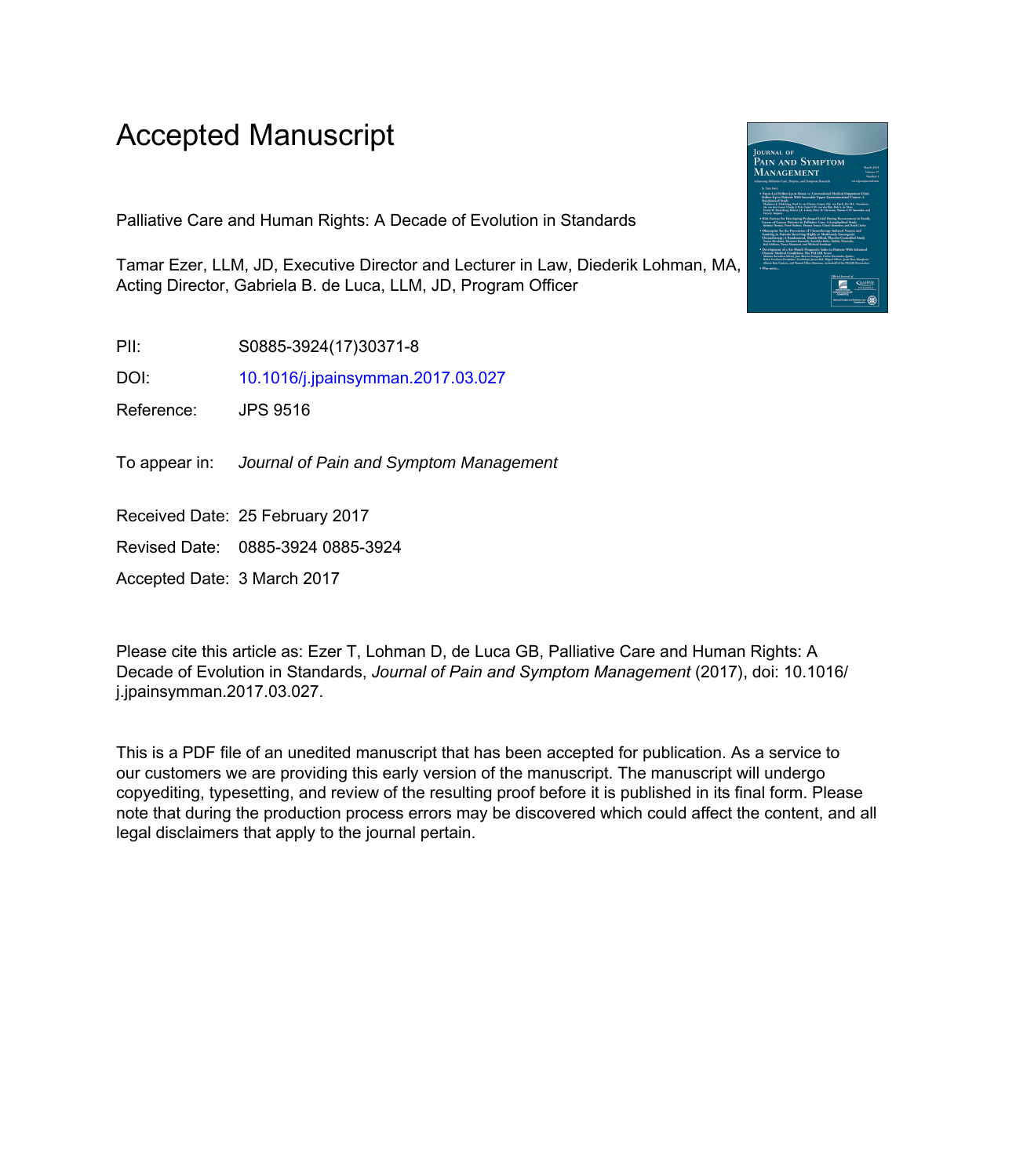# Accepted Manuscript

Palliative Care and Human Rights: A Decade of Evolution in Standards

Tamar Ezer, LLM, JD, Executive Director and Lecturer in Law, Diederik Lohman, MA, Acting Director, Gabriela B. de Luca, LLM, JD, Program Officer

PII: S0885-3924(17)30371-8

DOI: 10.1016/j.jpainsymman.2017.03.027

Reference: JPS 9516

To appear in: *Journal of Pain and Symptom Management*

Received Date: 25 February 2017

Revised Date: 0885-3924 0885-3924

Accepted Date: 3 March 2017

Please cite this article as: Ezer T, Lohman D, de Luca GB, Palliative Care and Human Rights: A Decade of Evolution in Standards, *Journal of Pain and Symptom Management* (2017), doi: 10.1016/j.jpainsymman.2017.03.027.

This is a PDF file of an unedited manuscript that has been accepted for publication. As a service to our customers we are providing this early version of the manuscript. The manuscript will undergo copyediting, typesetting, and review of the resulting proof before it is published in its final form. Please note that during the production process errors may be discovered which could affect the content, and all legal disclaimers that apply to the journal pertain.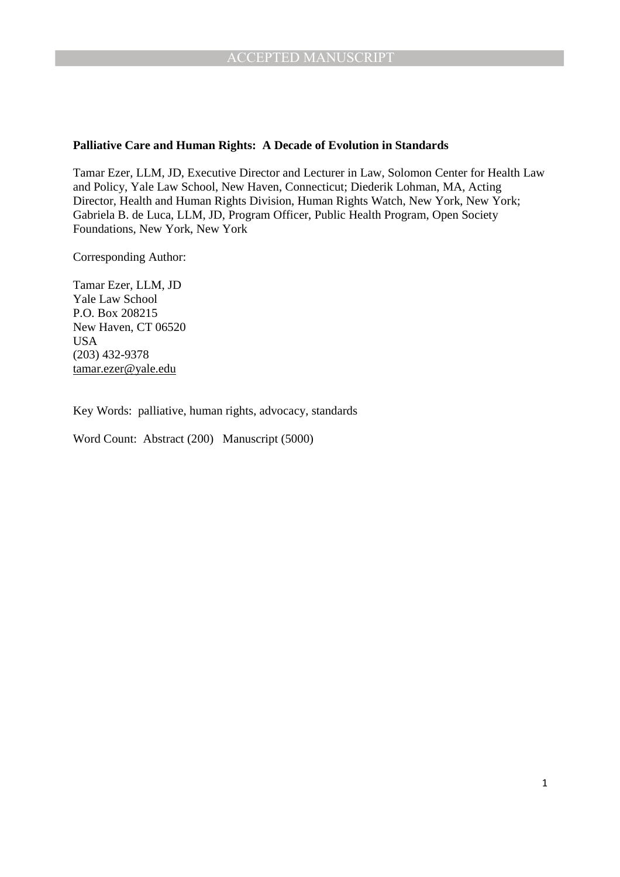**Palliative Care and Human Rights: A Decade of Evolution in Standards**

Tamar Ezer, LLM, JD, Executive Director and Lecturer in Law, Solomon Center for Health Law and Policy, Yale Law School, New Haven, Connecticut; Diederik Lohman, MA, Acting Director, Health and Human Rights Division, Human Rights Watch, New York, New York; Gabriela B. de Luca, LLM, JD, Program Officer, Public Health Program, Open Society Foundations, New York, New York

Corresponding Author:

Tamar Ezer, LLM, JD  
Yale Law School  
P.O. Box 208215  
New Haven, CT 06520  
USA  
(203) 432-9378  
tamar.ezer@yale.edu

Key Words: palliative, human rights, advocacy, standards

Word Count: Abstract (200) Manuscript (5000)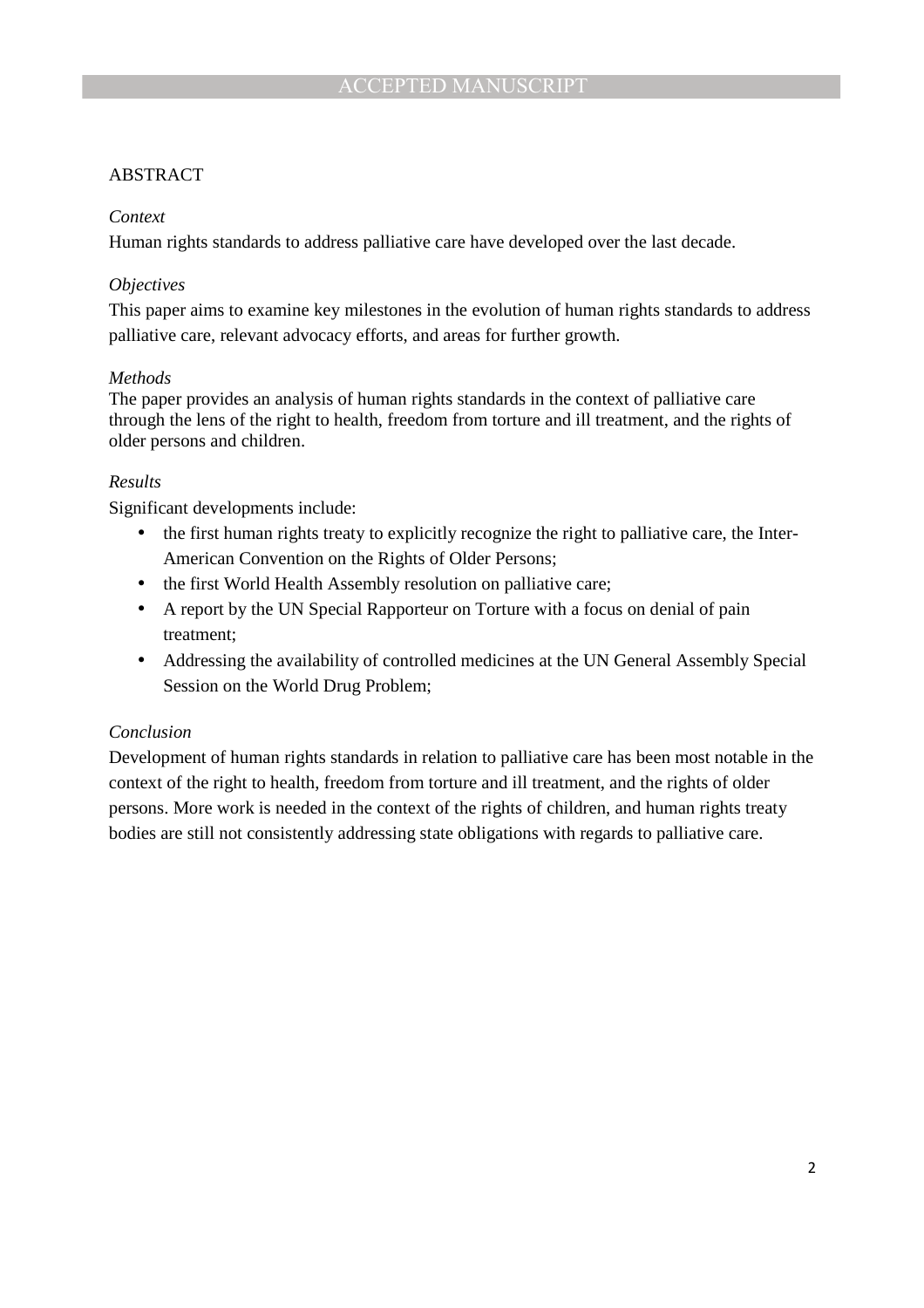## ABSTRACT

*Context*

Human rights standards to address palliative care have developed over the last decade.

*Objectives*

This paper aims to examine key milestones in the evolution of human rights standards to address palliative care, relevant advocacy efforts, and areas for further growth.

*Methods*

The paper provides an analysis of human rights standards in the context of palliative care through the lens of the right to health, freedom from torture and ill treatment, and the rights of older persons and children.

*Results*

Significant developments include:

- the first human rights treaty to explicitly recognize the right to palliative care, the Inter-American Convention on the Rights of Older Persons;
- the first World Health Assembly resolution on palliative care;
- A report by the UN Special Rapporteur on Torture with a focus on denial of pain treatment;
- Addressing the availability of controlled medicines at the UN General Assembly Special Session on the World Drug Problem;

*Conclusion*

Development of human rights standards in relation to palliative care has been most notable in the context of the right to health, freedom from torture and ill treatment, and the rights of older persons. More work is needed in the context of the rights of children, and human rights treaty bodies are still not consistently addressing state obligations with regards to palliative care.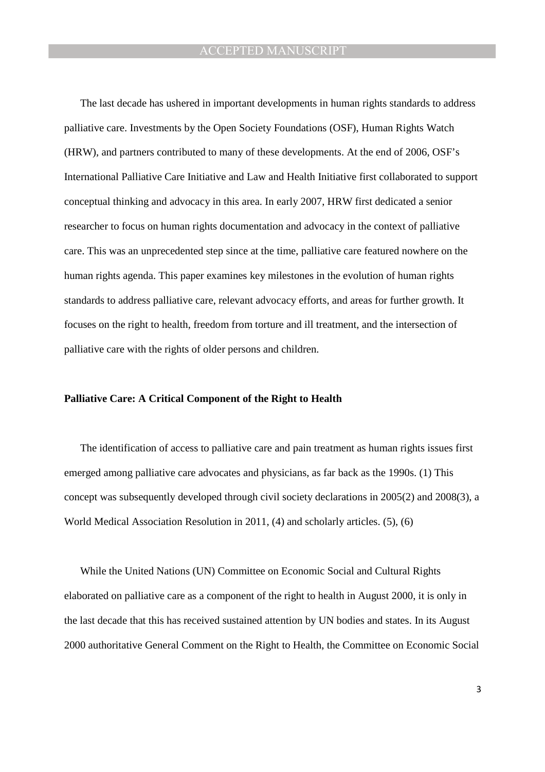The last decade has ushered in important developments in human rights standards to address palliative care. Investments by the Open Society Foundations (OSF), Human Rights Watch (HRW), and partners contributed to many of these developments. At the end of 2006, OSF's International Palliative Care Initiative and Law and Health Initiative first collaborated to support conceptual thinking and advocacy in this area. In early 2007, HRW first dedicated a senior researcher to focus on human rights documentation and advocacy in the context of palliative care. This was an unprecedented step since at the time, palliative care featured nowhere on the human rights agenda. This paper examines key milestones in the evolution of human rights standards to address palliative care, relevant advocacy efforts, and areas for further growth. It focuses on the right to health, freedom from torture and ill treatment, and the intersection of palliative care with the rights of older persons and children.

**Palliative Care: A Critical Component of the Right to Health**

The identification of access to palliative care and pain treatment as human rights issues first emerged among palliative care advocates and physicians, as far back as the 1990s. (1) This concept was subsequently developed through civil society declarations in 2005(2) and 2008(3), a World Medical Association Resolution in 2011, (4) and scholarly articles. (5), (6)

While the United Nations (UN) Committee on Economic Social and Cultural Rights elaborated on palliative care as a component of the right to health in August 2000, it is only in the last decade that this has received sustained attention by UN bodies and states. In its August 2000 authoritative General Comment on the Right to Health, the Committee on Economic Social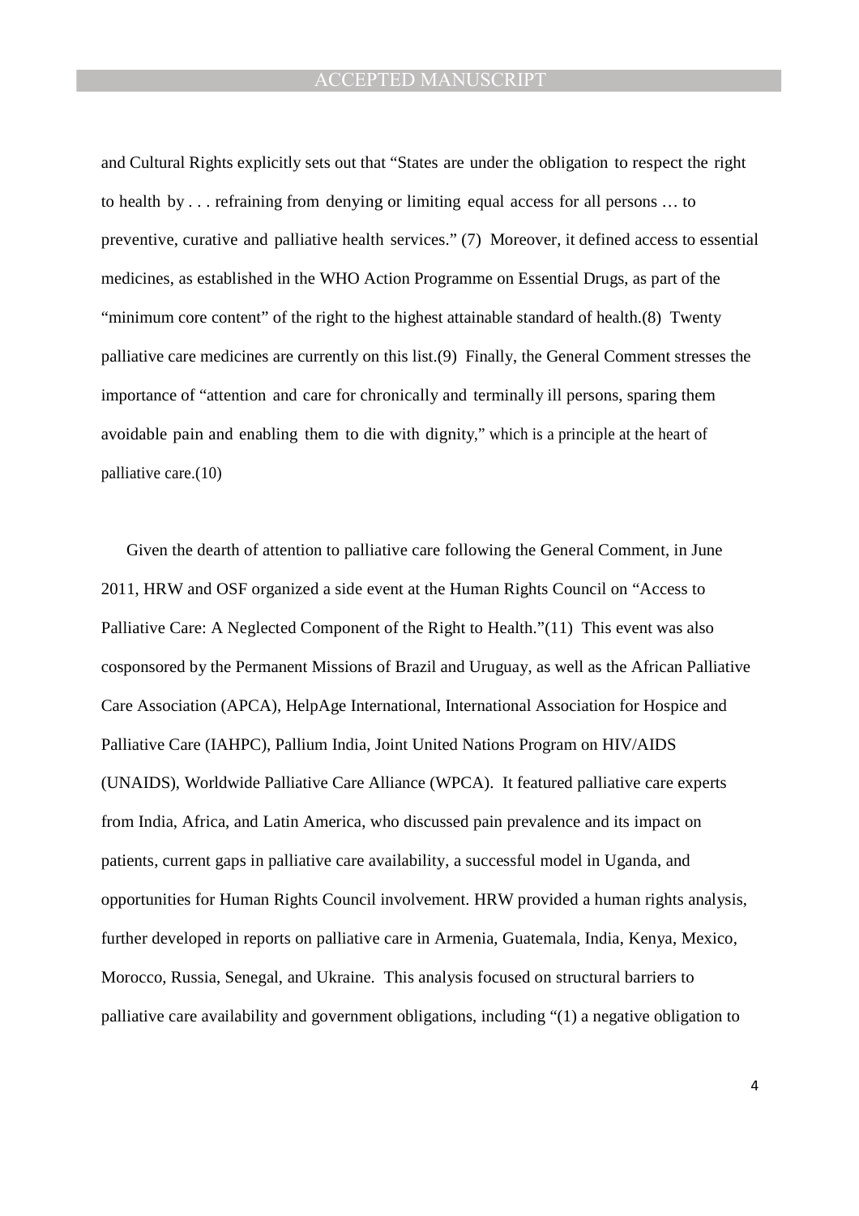and Cultural Rights explicitly sets out that "States are under the obligation to respect the right to health by . . . refraining from denying or limiting equal access for all persons … to preventive, curative and palliative health services." (7) Moreover, it defined access to essential medicines, as established in the WHO Action Programme on Essential Drugs, as part of the "minimum core content" of the right to the highest attainable standard of health.(8) Twenty palliative care medicines are currently on this list.(9) Finally, the General Comment stresses the importance of "attention and care for chronically and terminally ill persons, sparing them avoidable pain and enabling them to die with dignity," which is a principle at the heart of palliative care.(10)

Given the dearth of attention to palliative care following the General Comment, in June 2011, HRW and OSF organized a side event at the Human Rights Council on "Access to Palliative Care: A Neglected Component of the Right to Health."(11) This event was also cosponsored by the Permanent Missions of Brazil and Uruguay, as well as the African Palliative Care Association (APCA), HelpAge International, International Association for Hospice and Palliative Care (IAHPC), Pallium India, Joint United Nations Program on HIV/AIDS (UNAIDS), Worldwide Palliative Care Alliance (WPCA). It featured palliative care experts from India, Africa, and Latin America, who discussed pain prevalence and its impact on patients, current gaps in palliative care availability, a successful model in Uganda, and opportunities for Human Rights Council involvement. HRW provided a human rights analysis, further developed in reports on palliative care in Armenia, Guatemala, India, Kenya, Mexico, Morocco, Russia, Senegal, and Ukraine. This analysis focused on structural barriers to palliative care availability and government obligations, including "(1) a negative obligation to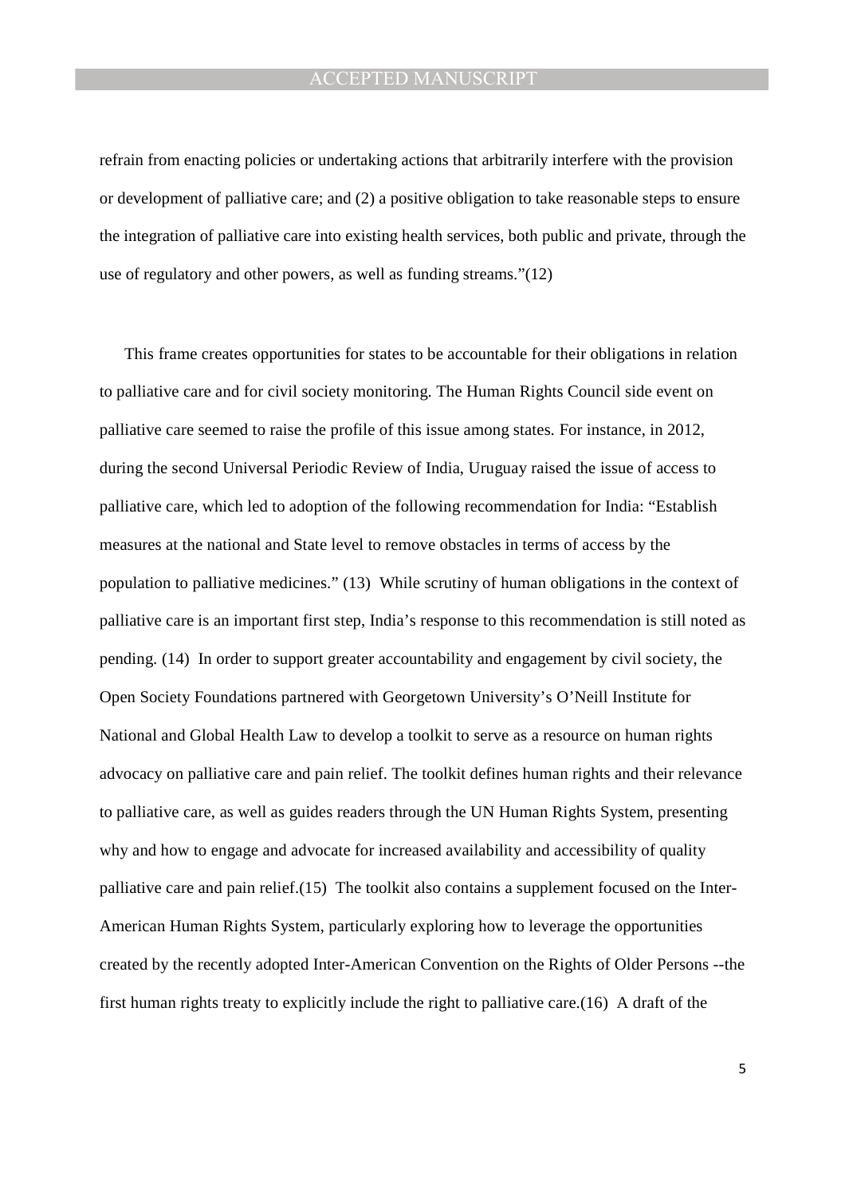refrain from enacting policies or undertaking actions that arbitrarily interfere with the provision or development of palliative care; and (2) a positive obligation to take reasonable steps to ensure the integration of palliative care into existing health services, both public and private, through the use of regulatory and other powers, as well as funding streams."(12)

This frame creates opportunities for states to be accountable for their obligations in relation to palliative care and for civil society monitoring. The Human Rights Council side event on palliative care seemed to raise the profile of this issue among states. For instance, in 2012, during the second Universal Periodic Review of India, Uruguay raised the issue of access to palliative care, which led to adoption of the following recommendation for India: "Establish measures at the national and State level to remove obstacles in terms of access by the population to palliative medicines." (13) While scrutiny of human obligations in the context of palliative care is an important first step, India's response to this recommendation is still noted as pending. (14) In order to support greater accountability and engagement by civil society, the Open Society Foundations partnered with Georgetown University's O'Neill Institute for National and Global Health Law to develop a toolkit to serve as a resource on human rights advocacy on palliative care and pain relief. The toolkit defines human rights and their relevance to palliative care, as well as guides readers through the UN Human Rights System, presenting why and how to engage and advocate for increased availability and accessibility of quality palliative care and pain relief.(15) The toolkit also contains a supplement focused on the Inter-American Human Rights System, particularly exploring how to leverage the opportunities created by the recently adopted Inter-American Convention on the Rights of Older Persons --the first human rights treaty to explicitly include the right to palliative care.(16) A draft of the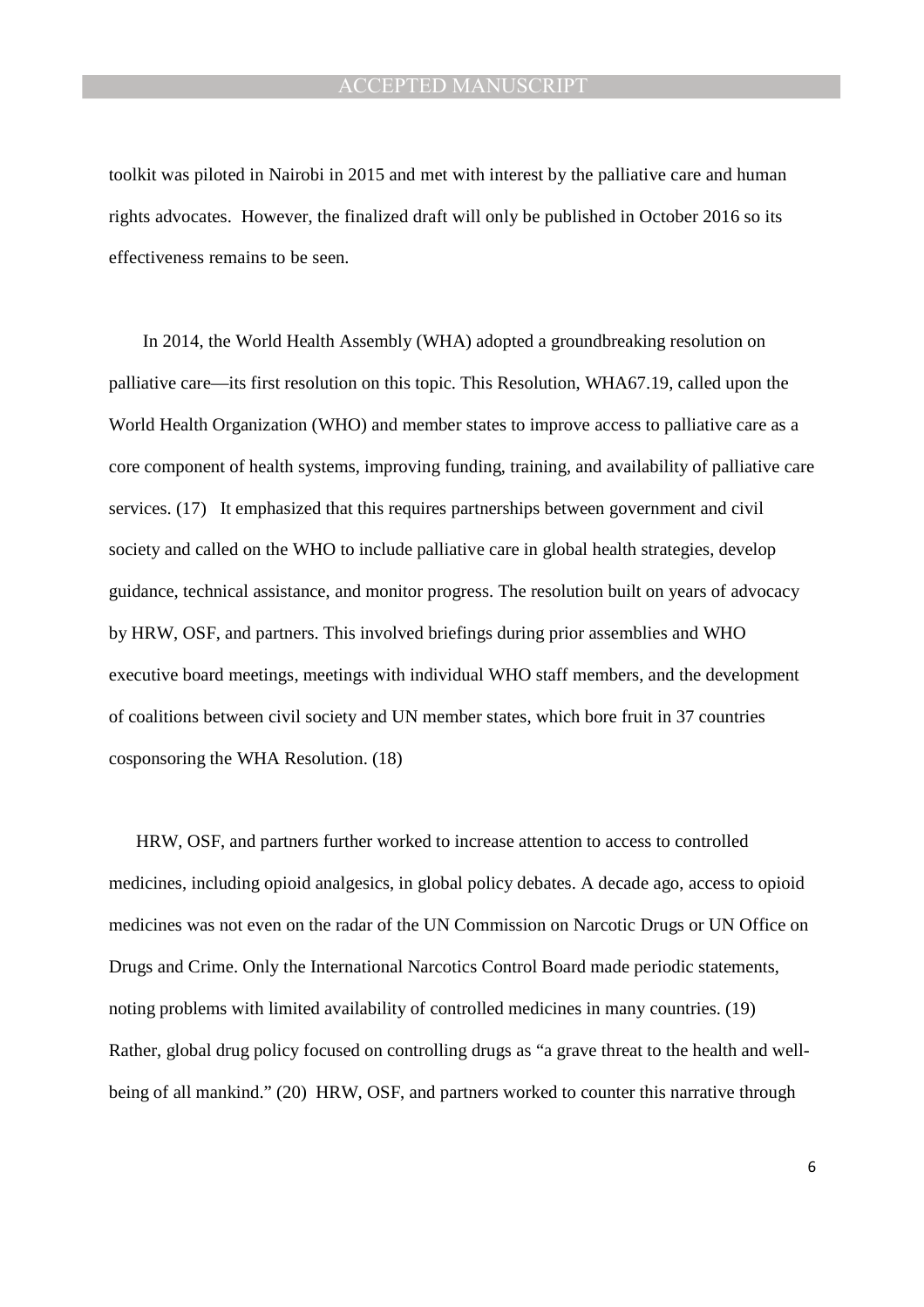toolkit was piloted in Nairobi in 2015 and met with interest by the palliative care and human rights advocates. However, the finalized draft will only be published in October 2016 so its effectiveness remains to be seen.

In 2014, the World Health Assembly (WHA) adopted a groundbreaking resolution on palliative care—its first resolution on this topic. This Resolution, WHA67.19, called upon the World Health Organization (WHO) and member states to improve access to palliative care as a core component of health systems, improving funding, training, and availability of palliative care services. (17) It emphasized that this requires partnerships between government and civil society and called on the WHO to include palliative care in global health strategies, develop guidance, technical assistance, and monitor progress. The resolution built on years of advocacy by HRW, OSF, and partners. This involved briefings during prior assemblies and WHO executive board meetings, meetings with individual WHO staff members, and the development of coalitions between civil society and UN member states, which bore fruit in 37 countries cosponsoring the WHA Resolution. (18)

HRW, OSF, and partners further worked to increase attention to access to controlled medicines, including opioid analgesics, in global policy debates. A decade ago, access to opioid medicines was not even on the radar of the UN Commission on Narcotic Drugs or UN Office on Drugs and Crime. Only the International Narcotics Control Board made periodic statements, noting problems with limited availability of controlled medicines in many countries. (19) Rather, global drug policy focused on controlling drugs as "a grave threat to the health and well-being of all mankind." (20) HRW, OSF, and partners worked to counter this narrative through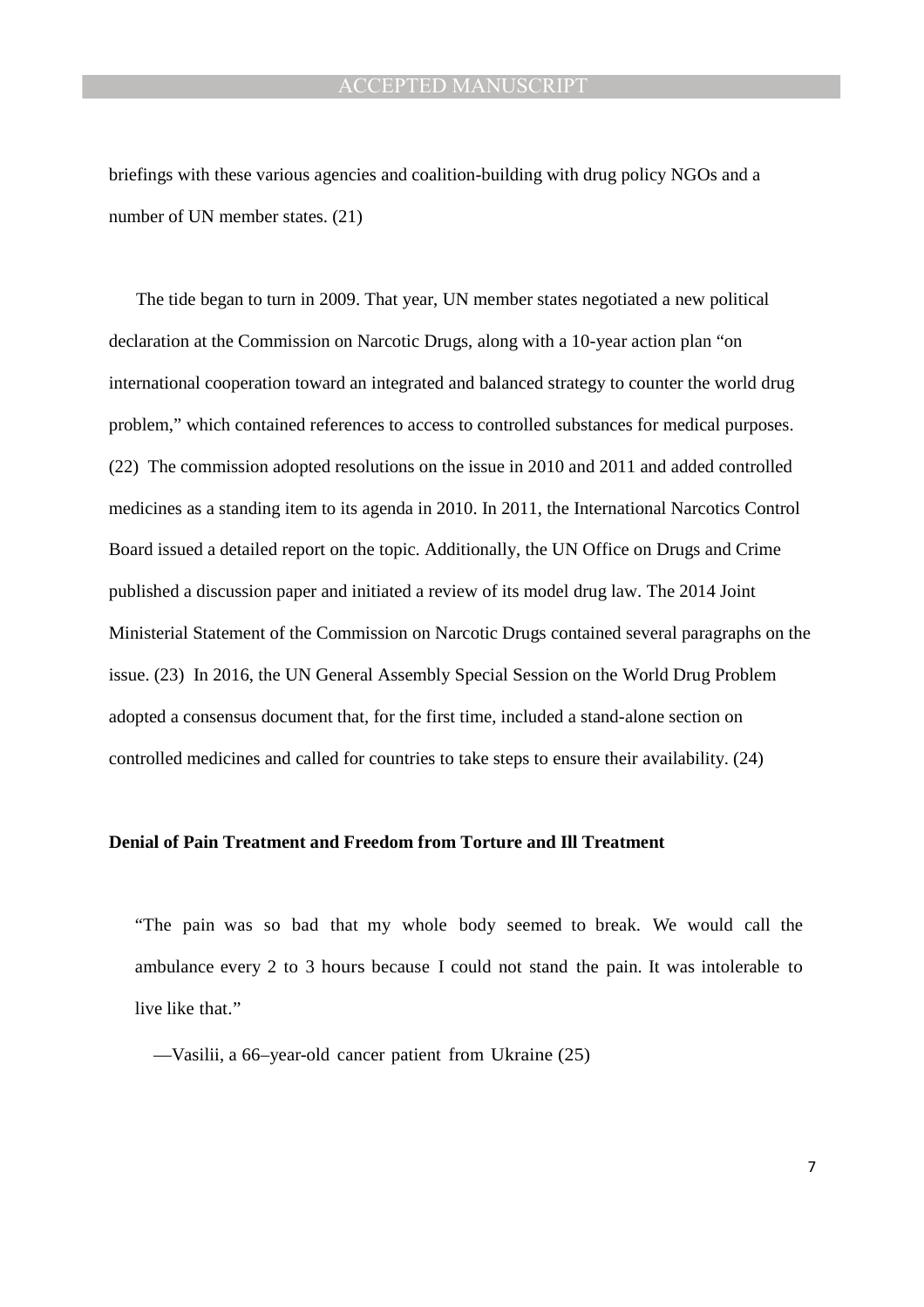briefings with these various agencies and coalition-building with drug policy NGOs and a number of UN member states. (21)

The tide began to turn in 2009. That year, UN member states negotiated a new political declaration at the Commission on Narcotic Drugs, along with a 10-year action plan "on international cooperation toward an integrated and balanced strategy to counter the world drug problem," which contained references to access to controlled substances for medical purposes. (22) The commission adopted resolutions on the issue in 2010 and 2011 and added controlled medicines as a standing item to its agenda in 2010. In 2011, the International Narcotics Control Board issued a detailed report on the topic. Additionally, the UN Office on Drugs and Crime published a discussion paper and initiated a review of its model drug law. The 2014 Joint Ministerial Statement of the Commission on Narcotic Drugs contained several paragraphs on the issue. (23) In 2016, the UN General Assembly Special Session on the World Drug Problem adopted a consensus document that, for the first time, included a stand-alone section on controlled medicines and called for countries to take steps to ensure their availability. (24)

**Denial of Pain Treatment and Freedom from Torture and Ill Treatment**

> "The pain was so bad that my whole body seemed to break. We would call the ambulance every 2 to 3 hours because I could not stand the pain. It was intolerable to live like that."
>
> —Vasilii, a 66–year-old cancer patient from Ukraine (25)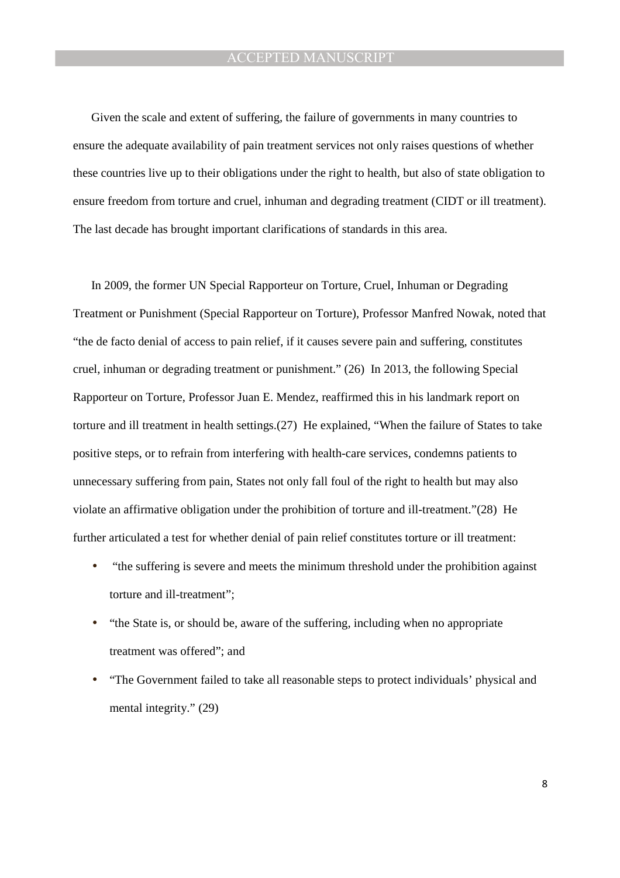Given the scale and extent of suffering, the failure of governments in many countries to ensure the adequate availability of pain treatment services not only raises questions of whether these countries live up to their obligations under the right to health, but also of state obligation to ensure freedom from torture and cruel, inhuman and degrading treatment (CIDT or ill treatment). The last decade has brought important clarifications of standards in this area.

In 2009, the former UN Special Rapporteur on Torture, Cruel, Inhuman or Degrading Treatment or Punishment (Special Rapporteur on Torture), Professor Manfred Nowak, noted that "the de facto denial of access to pain relief, if it causes severe pain and suffering, constitutes cruel, inhuman or degrading treatment or punishment." (26) In 2013, the following Special Rapporteur on Torture, Professor Juan E. Mendez, reaffirmed this in his landmark report on torture and ill treatment in health settings.(27) He explained, "When the failure of States to take positive steps, or to refrain from interfering with health-care services, condemns patients to unnecessary suffering from pain, States not only fall foul of the right to health but may also violate an affirmative obligation under the prohibition of torture and ill-treatment."(28) He further articulated a test for whether denial of pain relief constitutes torture or ill treatment:

- "the suffering is severe and meets the minimum threshold under the prohibition against torture and ill-treatment";
- "the State is, or should be, aware of the suffering, including when no appropriate treatment was offered"; and
- "The Government failed to take all reasonable steps to protect individuals' physical and mental integrity." (29)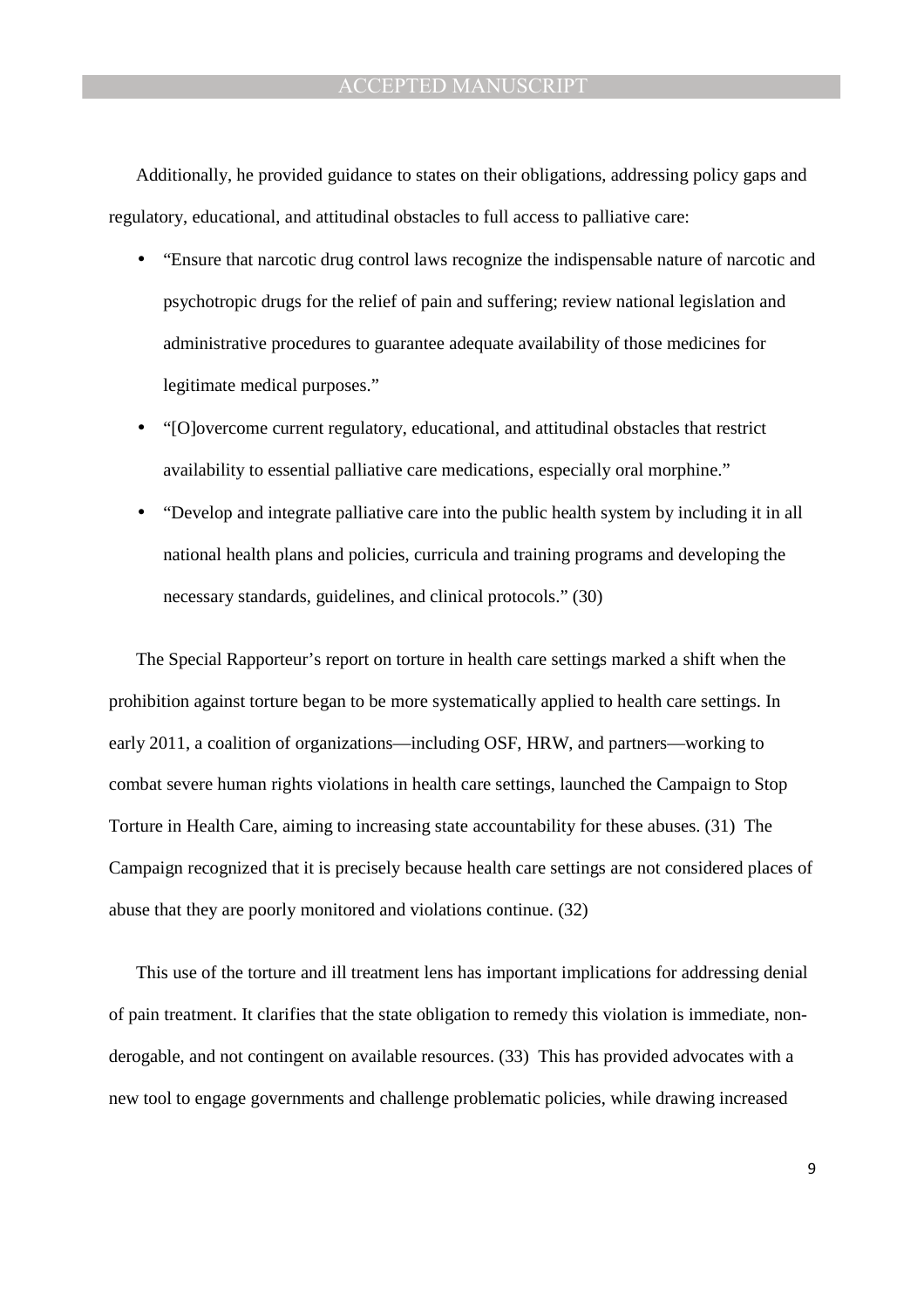Additionally, he provided guidance to states on their obligations, addressing policy gaps and regulatory, educational, and attitudinal obstacles to full access to palliative care:

- "Ensure that narcotic drug control laws recognize the indispensable nature of narcotic and psychotropic drugs for the relief of pain and suffering; review national legislation and administrative procedures to guarantee adequate availability of those medicines for legitimate medical purposes."
- "[O]overcome current regulatory, educational, and attitudinal obstacles that restrict availability to essential palliative care medications, especially oral morphine."
- "Develop and integrate palliative care into the public health system by including it in all national health plans and policies, curricula and training programs and developing the necessary standards, guidelines, and clinical protocols." (30)

The Special Rapporteur's report on torture in health care settings marked a shift when the prohibition against torture began to be more systematically applied to health care settings. In early 2011, a coalition of organizations—including OSF, HRW, and partners—working to combat severe human rights violations in health care settings, launched the Campaign to Stop Torture in Health Care, aiming to increasing state accountability for these abuses. (31) The Campaign recognized that it is precisely because health care settings are not considered places of abuse that they are poorly monitored and violations continue. (32)

This use of the torture and ill treatment lens has important implications for addressing denial of pain treatment. It clarifies that the state obligation to remedy this violation is immediate, non-derogable, and not contingent on available resources. (33) This has provided advocates with a new tool to engage governments and challenge problematic policies, while drawing increased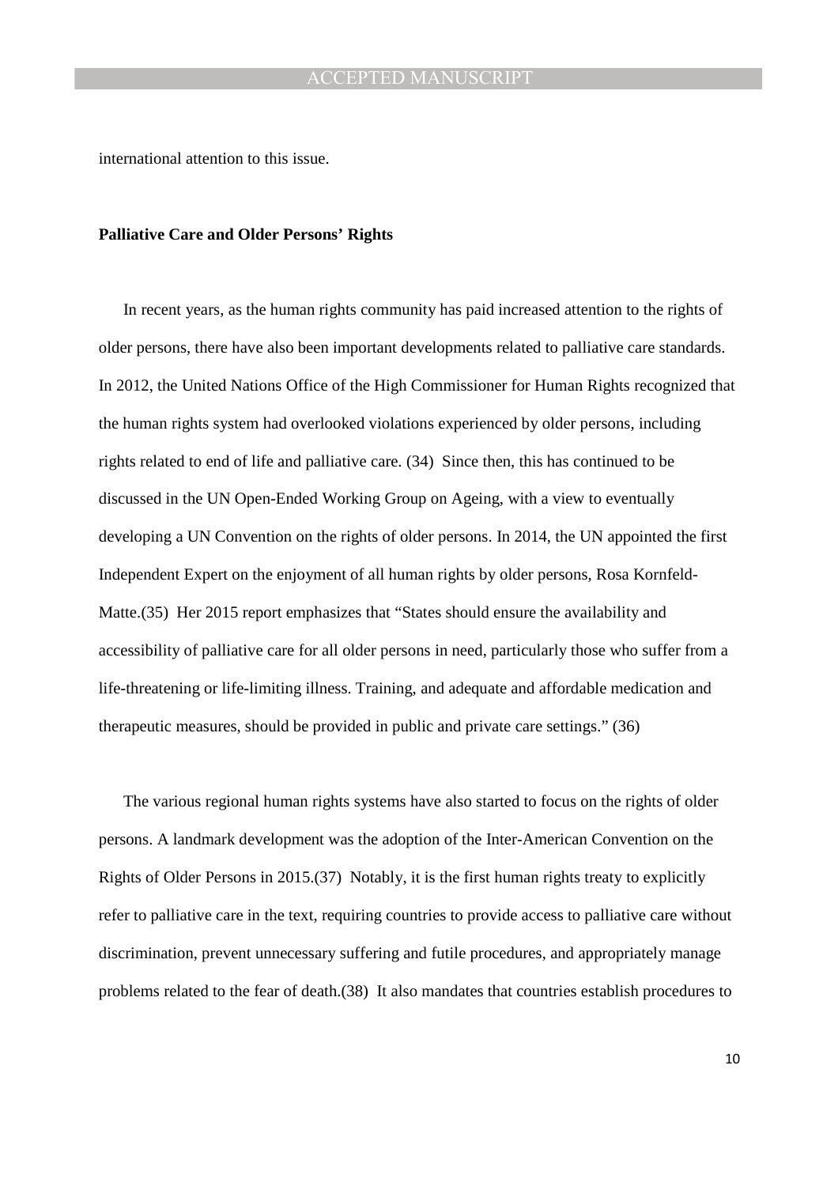international attention to this issue.

**Palliative Care and Older Persons' Rights**

In recent years, as the human rights community has paid increased attention to the rights of older persons, there have also been important developments related to palliative care standards. In 2012, the United Nations Office of the High Commissioner for Human Rights recognized that the human rights system had overlooked violations experienced by older persons, including rights related to end of life and palliative care. (34) Since then, this has continued to be discussed in the UN Open-Ended Working Group on Ageing, with a view to eventually developing a UN Convention on the rights of older persons. In 2014, the UN appointed the first Independent Expert on the enjoyment of all human rights by older persons, Rosa Kornfeld-Matte.(35) Her 2015 report emphasizes that "States should ensure the availability and accessibility of palliative care for all older persons in need, particularly those who suffer from a life-threatening or life-limiting illness. Training, and adequate and affordable medication and therapeutic measures, should be provided in public and private care settings." (36)

The various regional human rights systems have also started to focus on the rights of older persons. A landmark development was the adoption of the Inter-American Convention on the Rights of Older Persons in 2015.(37) Notably, it is the first human rights treaty to explicitly refer to palliative care in the text, requiring countries to provide access to palliative care without discrimination, prevent unnecessary suffering and futile procedures, and appropriately manage problems related to the fear of death.(38) It also mandates that countries establish procedures to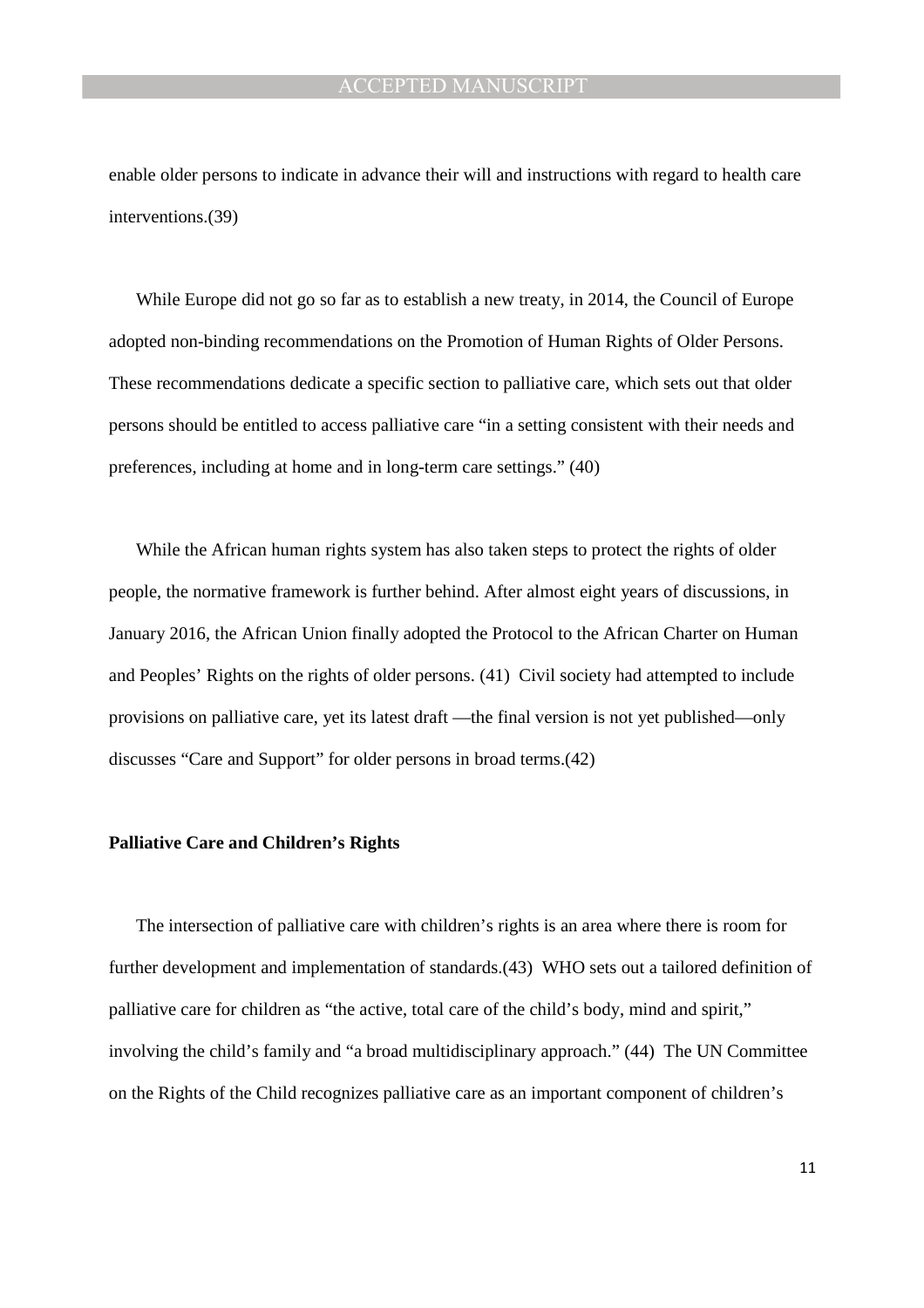enable older persons to indicate in advance their will and instructions with regard to health care interventions.(39)

While Europe did not go so far as to establish a new treaty, in 2014, the Council of Europe adopted non-binding recommendations on the Promotion of Human Rights of Older Persons. These recommendations dedicate a specific section to palliative care, which sets out that older persons should be entitled to access palliative care "in a setting consistent with their needs and preferences, including at home and in long-term care settings." (40)

While the African human rights system has also taken steps to protect the rights of older people, the normative framework is further behind. After almost eight years of discussions, in January 2016, the African Union finally adopted the Protocol to the African Charter on Human and Peoples' Rights on the rights of older persons. (41) Civil society had attempted to include provisions on palliative care, yet its latest draft —the final version is not yet published—only discusses "Care and Support" for older persons in broad terms.(42)

**Palliative Care and Children's Rights**

The intersection of palliative care with children's rights is an area where there is room for further development and implementation of standards.(43) WHO sets out a tailored definition of palliative care for children as "the active, total care of the child's body, mind and spirit," involving the child's family and "a broad multidisciplinary approach." (44) The UN Committee on the Rights of the Child recognizes palliative care as an important component of children's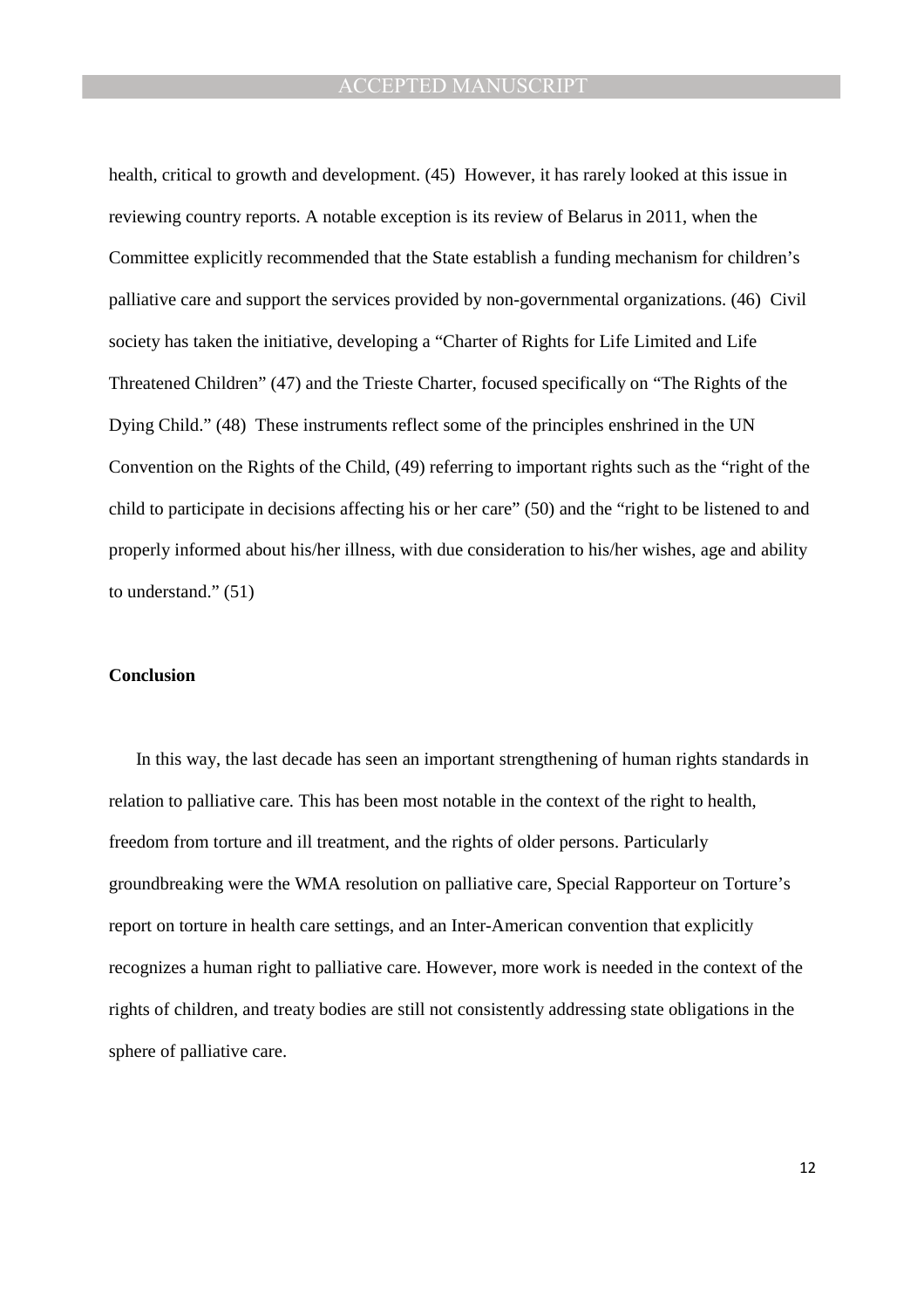health, critical to growth and development. (45) However, it has rarely looked at this issue in reviewing country reports. A notable exception is its review of Belarus in 2011, when the Committee explicitly recommended that the State establish a funding mechanism for children's palliative care and support the services provided by non-governmental organizations. (46) Civil society has taken the initiative, developing a "Charter of Rights for Life Limited and Life Threatened Children" (47) and the Trieste Charter, focused specifically on "The Rights of the Dying Child." (48) These instruments reflect some of the principles enshrined in the UN Convention on the Rights of the Child, (49) referring to important rights such as the "right of the child to participate in decisions affecting his or her care" (50) and the "right to be listened to and properly informed about his/her illness, with due consideration to his/her wishes, age and ability to understand." (51)

**Conclusion**

In this way, the last decade has seen an important strengthening of human rights standards in relation to palliative care. This has been most notable in the context of the right to health, freedom from torture and ill treatment, and the rights of older persons. Particularly groundbreaking were the WMA resolution on palliative care, Special Rapporteur on Torture's report on torture in health care settings, and an Inter-American convention that explicitly recognizes a human right to palliative care. However, more work is needed in the context of the rights of children, and treaty bodies are still not consistently addressing state obligations in the sphere of palliative care.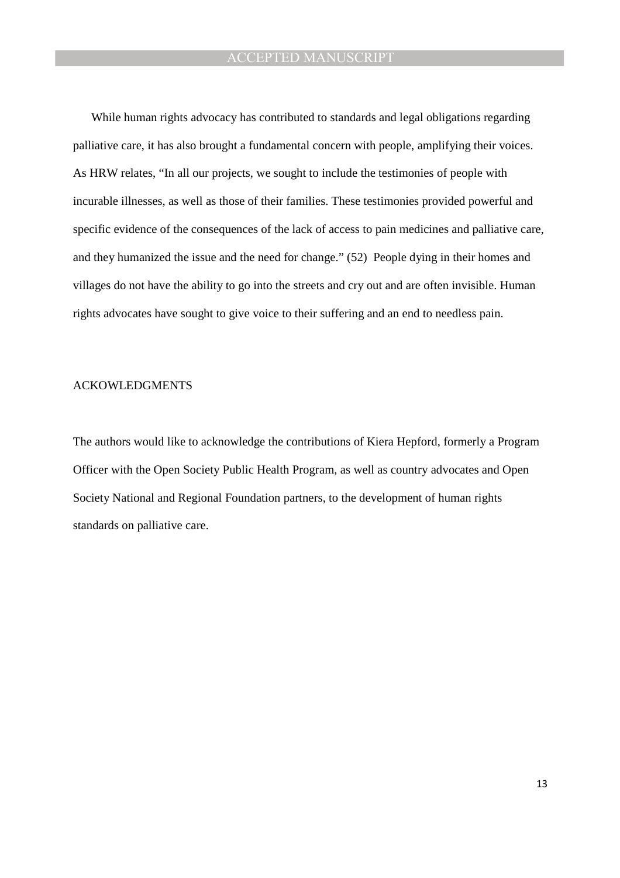While human rights advocacy has contributed to standards and legal obligations regarding palliative care, it has also brought a fundamental concern with people, amplifying their voices. As HRW relates, "In all our projects, we sought to include the testimonies of people with incurable illnesses, as well as those of their families. These testimonies provided powerful and specific evidence of the consequences of the lack of access to pain medicines and palliative care, and they humanized the issue and the need for change." (52) People dying in their homes and villages do not have the ability to go into the streets and cry out and are often invisible. Human rights advocates have sought to give voice to their suffering and an end to needless pain.

## ACKOWLEDGMENTS

The authors would like to acknowledge the contributions of Kiera Hepford, formerly a Program Officer with the Open Society Public Health Program, as well as country advocates and Open Society National and Regional Foundation partners, to the development of human rights standards on palliative care.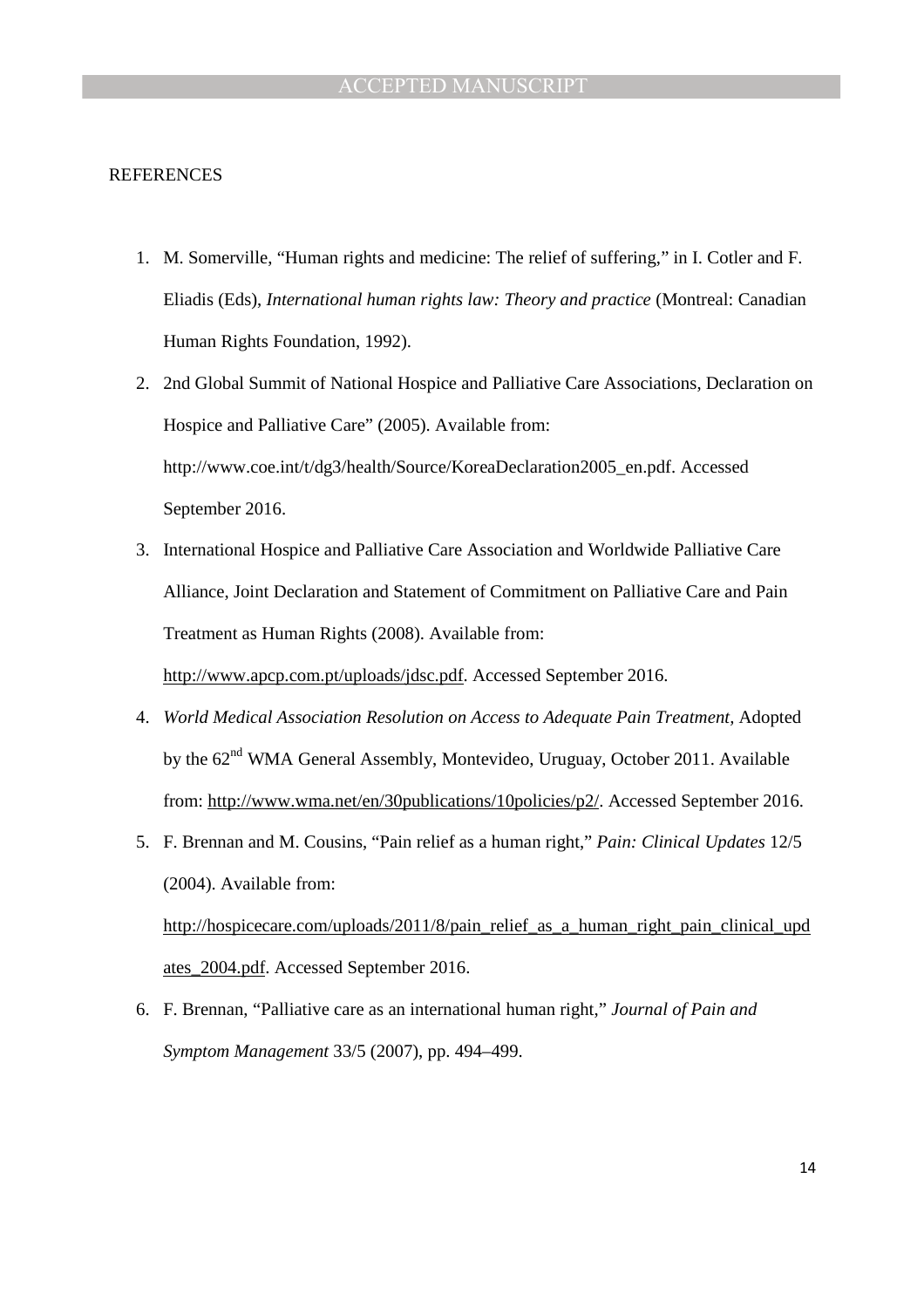REFERENCES

1. M. Somerville, "Human rights and medicine: The relief of suffering," in I. Cotler and F. Eliadis (Eds), *International human rights law: Theory and practice* (Montreal: Canadian Human Rights Foundation, 1992).
2. 2nd Global Summit of National Hospice and Palliative Care Associations, Declaration on Hospice and Palliative Care" (2005). Available from: http://www.coe.int/t/dg3/health/Source/KoreaDeclaration2005_en.pdf. Accessed September 2016.
3. International Hospice and Palliative Care Association and Worldwide Palliative Care Alliance, Joint Declaration and Statement of Commitment on Palliative Care and Pain Treatment as Human Rights (2008). Available from: http://www.apcp.com.pt/uploads/jdsc.pdf. Accessed September 2016.
4. *World Medical Association Resolution on Access to Adequate Pain Treatment*, Adopted by the 62nd WMA General Assembly, Montevideo, Uruguay, October 2011. Available from: http://www.wma.net/en/30publications/10policies/p2/. Accessed September 2016.
5. F. Brennan and M. Cousins, "Pain relief as a human right," *Pain: Clinical Updates* 12/5 (2004). Available from: http://hospicecare.com/uploads/2011/8/pain_relief_as_a_human_right_pain_clinical_updates_2004.pdf. Accessed September 2016.
6. F. Brennan, "Palliative care as an international human right," *Journal of Pain and Symptom Management* 33/5 (2007), pp. 494–499.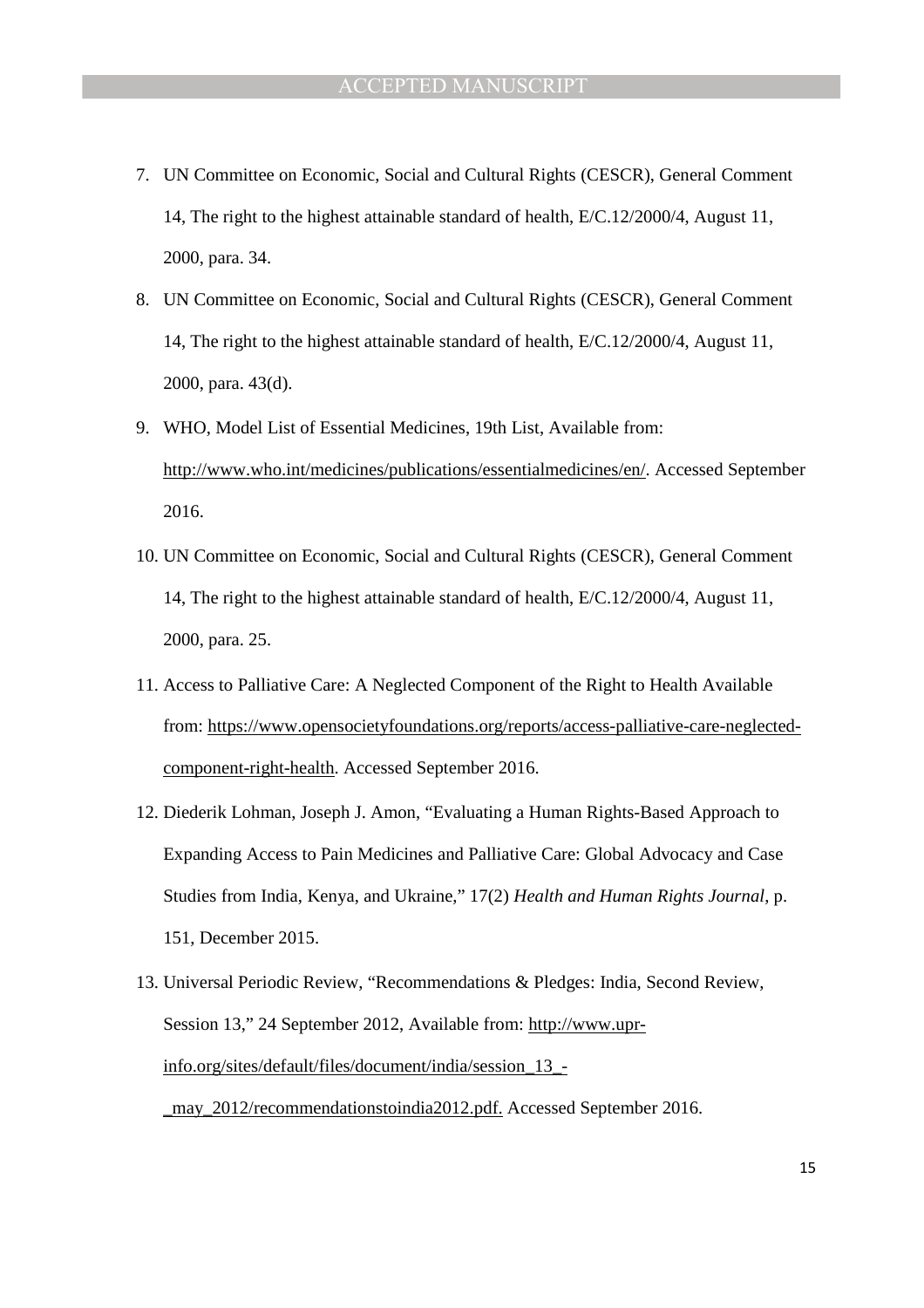7. UN Committee on Economic, Social and Cultural Rights (CESCR), General Comment 14, The right to the highest attainable standard of health, E/C.12/2000/4, August 11, 2000, para. 34.
8. UN Committee on Economic, Social and Cultural Rights (CESCR), General Comment 14, The right to the highest attainable standard of health, E/C.12/2000/4, August 11, 2000, para. 43(d).
9. WHO, Model List of Essential Medicines, 19th List, Available from: http://www.who.int/medicines/publications/essentialmedicines/en/. Accessed September 2016.
10. UN Committee on Economic, Social and Cultural Rights (CESCR), General Comment 14, The right to the highest attainable standard of health, E/C.12/2000/4, August 11, 2000, para. 25.
11. Access to Palliative Care: A Neglected Component of the Right to Health Available from: https://www.opensocietyfoundations.org/reports/access-palliative-care-neglected-component-right-health. Accessed September 2016.
12. Diederik Lohman, Joseph J. Amon, "Evaluating a Human Rights-Based Approach to Expanding Access to Pain Medicines and Palliative Care: Global Advocacy and Case Studies from India, Kenya, and Ukraine," 17(2) *Health and Human Rights Journal*, p. 151, December 2015.
13. Universal Periodic Review, "Recommendations & Pledges: India, Second Review, Session 13," 24 September 2012, Available from: http://www.upr-info.org/sites/default/files/document/india/session_13_-_may_2012/recommendationstoindia2012.pdf. Accessed September 2016.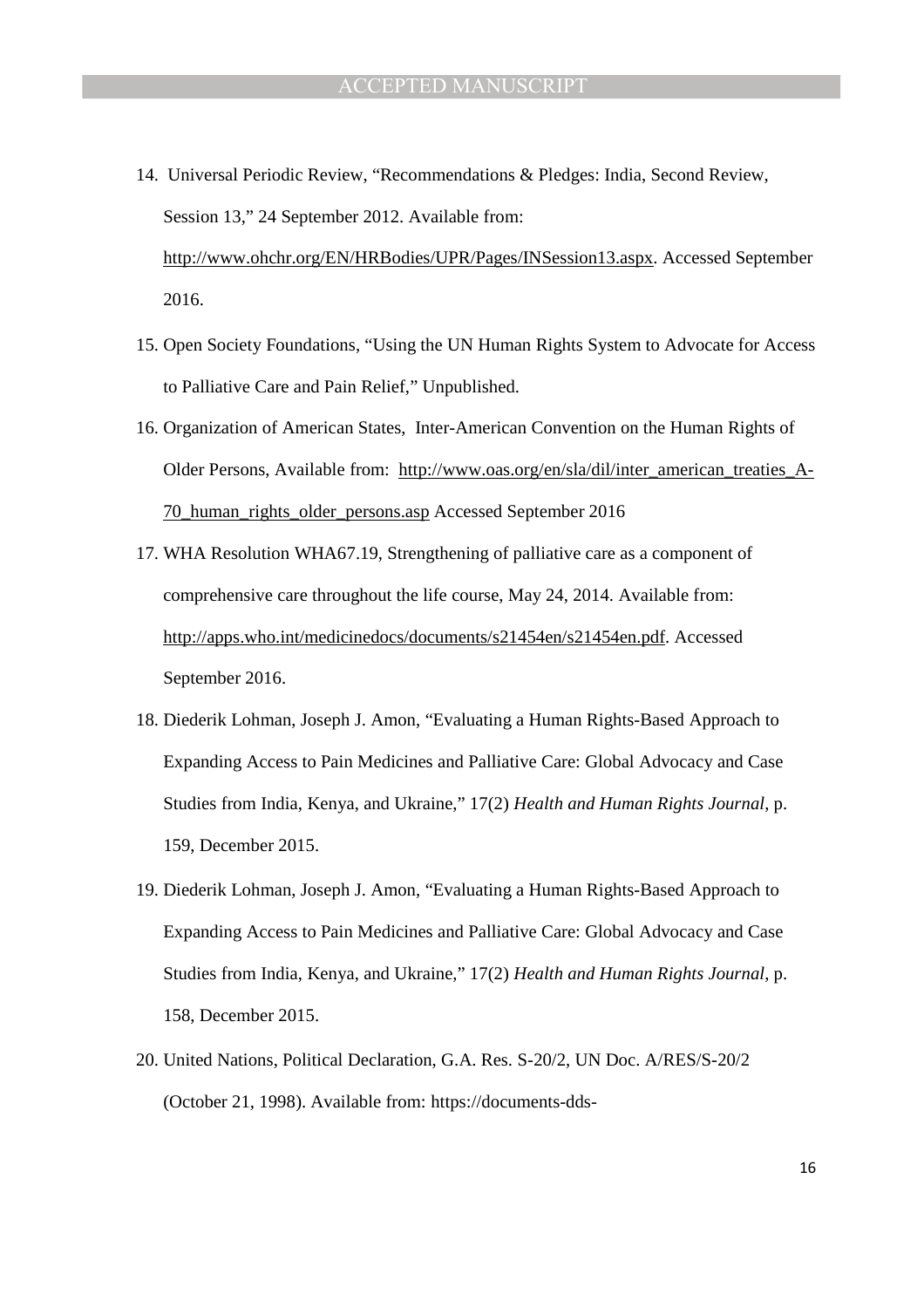14. Universal Periodic Review, "Recommendations & Pledges: India, Second Review, Session 13," 24 September 2012. Available from: http://www.ohchr.org/EN/HRBodies/UPR/Pages/INSession13.aspx. Accessed September 2016.

15. Open Society Foundations, "Using the UN Human Rights System to Advocate for Access to Palliative Care and Pain Relief," Unpublished.

16. Organization of American States, Inter-American Convention on the Human Rights of Older Persons, Available from: http://www.oas.org/en/sla/dil/inter_american_treaties_A-70_human_rights_older_persons.asp Accessed September 2016

17. WHA Resolution WHA67.19, Strengthening of palliative care as a component of comprehensive care throughout the life course, May 24, 2014. Available from: http://apps.who.int/medicinedocs/documents/s21454en/s21454en.pdf. Accessed September 2016.

18. Diederik Lohman, Joseph J. Amon, "Evaluating a Human Rights-Based Approach to Expanding Access to Pain Medicines and Palliative Care: Global Advocacy and Case Studies from India, Kenya, and Ukraine," 17(2) *Health and Human Rights Journal*, p. 159, December 2015.

19. Diederik Lohman, Joseph J. Amon, "Evaluating a Human Rights-Based Approach to Expanding Access to Pain Medicines and Palliative Care: Global Advocacy and Case Studies from India, Kenya, and Ukraine," 17(2) *Health and Human Rights Journal*, p. 158, December 2015.

20. United Nations, Political Declaration, G.A. Res. S-20/2, UN Doc. A/RES/S-20/2 (October 21, 1998). Available from: https://documents-dds-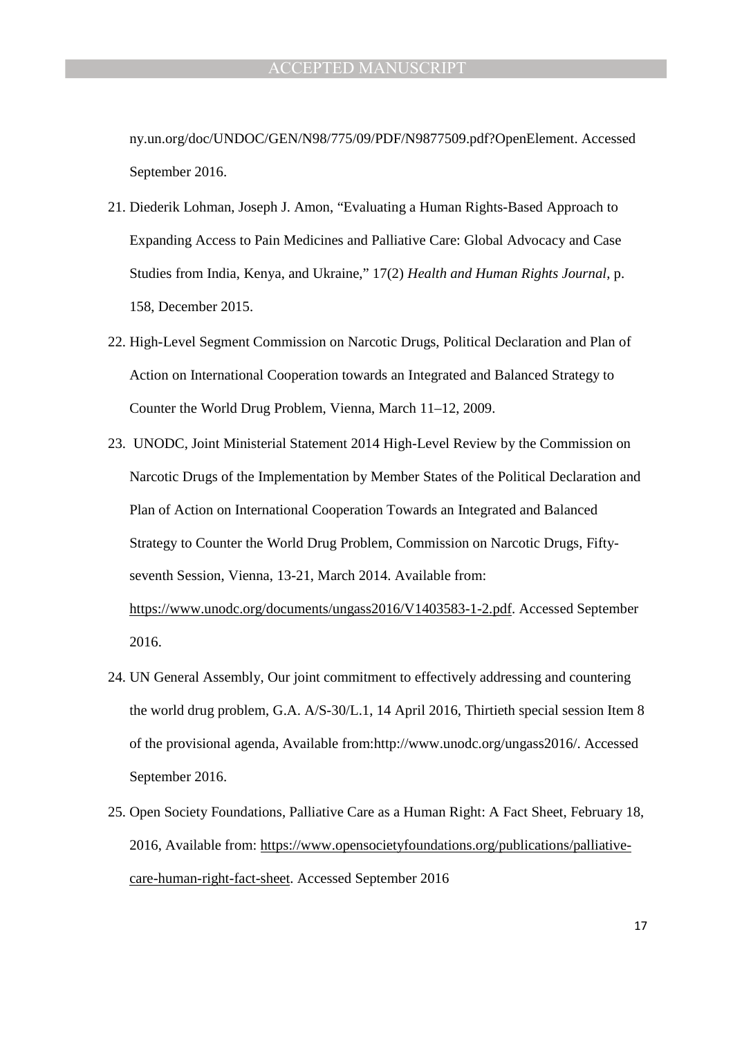ny.un.org/doc/UNDOC/GEN/N98/775/09/PDF/N9877509.pdf?OpenElement. Accessed September 2016.

21. Diederik Lohman, Joseph J. Amon, "Evaluating a Human Rights-Based Approach to Expanding Access to Pain Medicines and Palliative Care: Global Advocacy and Case Studies from India, Kenya, and Ukraine," 17(2) *Health and Human Rights Journal*, p. 158, December 2015.

22. High-Level Segment Commission on Narcotic Drugs, Political Declaration and Plan of Action on International Cooperation towards an Integrated and Balanced Strategy to Counter the World Drug Problem, Vienna, March 11–12, 2009.

23. UNODC, Joint Ministerial Statement 2014 High-Level Review by the Commission on Narcotic Drugs of the Implementation by Member States of the Political Declaration and Plan of Action on International Cooperation Towards an Integrated and Balanced Strategy to Counter the World Drug Problem, Commission on Narcotic Drugs, Fifty-seventh Session, Vienna, 13-21, March 2014. Available from: https://www.unodc.org/documents/ungass2016/V1403583-1-2.pdf. Accessed September 2016.

24. UN General Assembly, Our joint commitment to effectively addressing and countering the world drug problem, G.A. A/S-30/L.1, 14 April 2016, Thirtieth special session Item 8 of the provisional agenda, Available from:http://www.unodc.org/ungass2016/. Accessed September 2016.

25. Open Society Foundations, Palliative Care as a Human Right: A Fact Sheet, February 18, 2016, Available from: https://www.opensocietyfoundations.org/publications/palliative-care-human-right-fact-sheet. Accessed September 2016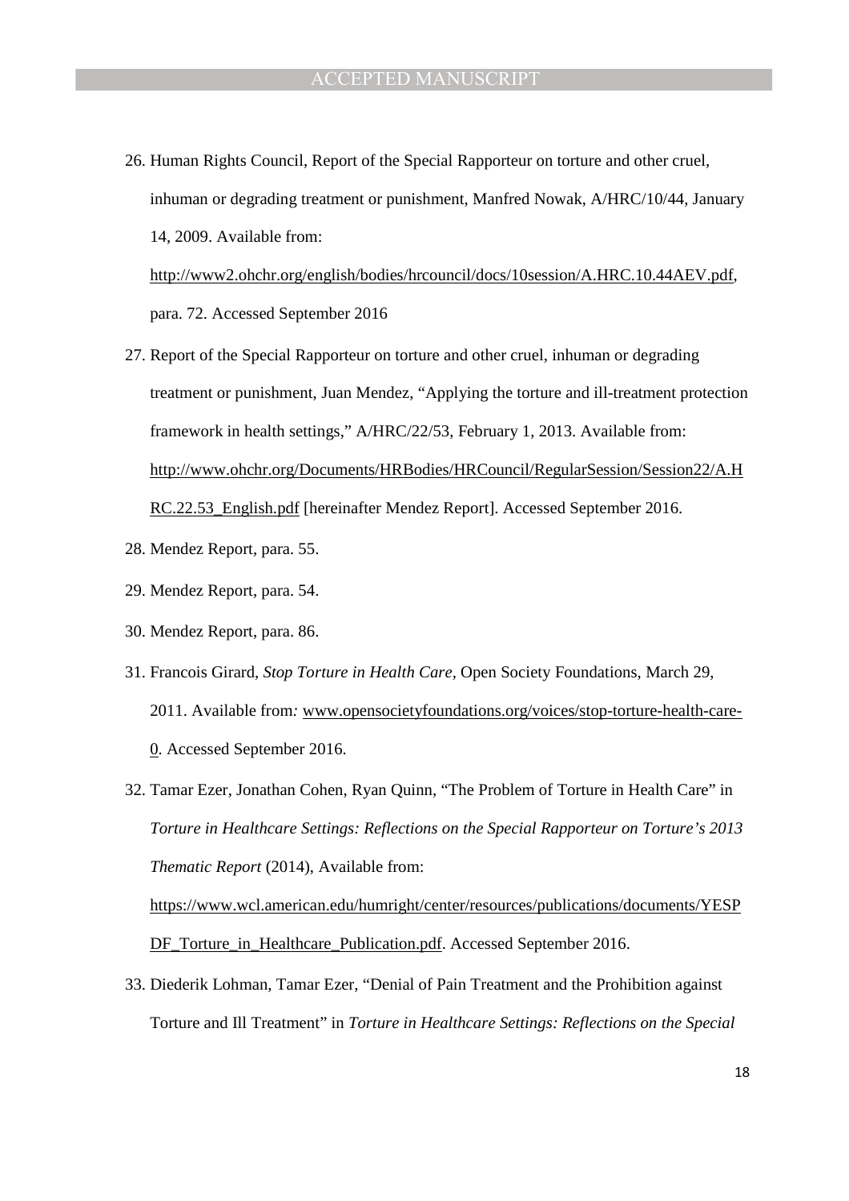26. Human Rights Council, Report of the Special Rapporteur on torture and other cruel, inhuman or degrading treatment or punishment, Manfred Nowak, A/HRC/10/44, January 14, 2009. Available from: http://www2.ohchr.org/english/bodies/hrcouncil/docs/10session/A.HRC.10.44AEV.pdf, para. 72. Accessed September 2016

27. Report of the Special Rapporteur on torture and other cruel, inhuman or degrading treatment or punishment, Juan Mendez, "Applying the torture and ill-treatment protection framework in health settings," A/HRC/22/53, February 1, 2013. Available from: http://www.ohchr.org/Documents/HRBodies/HRCouncil/RegularSession/Session22/A.HRC.22.53_English.pdf [hereinafter Mendez Report]. Accessed September 2016.

28. Mendez Report, para. 55.

29. Mendez Report, para. 54.

30. Mendez Report, para. 86.

31. Francois Girard, *Stop Torture in Health Care*, Open Society Foundations, March 29, 2011. Available from: www.opensocietyfoundations.org/voices/stop-torture-health-care-0. Accessed September 2016.

32. Tamar Ezer, Jonathan Cohen, Ryan Quinn, "The Problem of Torture in Health Care" in *Torture in Healthcare Settings: Reflections on the Special Rapporteur on Torture's 2013 Thematic Report* (2014), Available from: https://www.wcl.american.edu/humright/center/resources/publications/documents/YESPDF_Torture_in_Healthcare_Publication.pdf. Accessed September 2016.

33. Diederik Lohman, Tamar Ezer, "Denial of Pain Treatment and the Prohibition against Torture and Ill Treatment" in *Torture in Healthcare Settings: Reflections on the Special*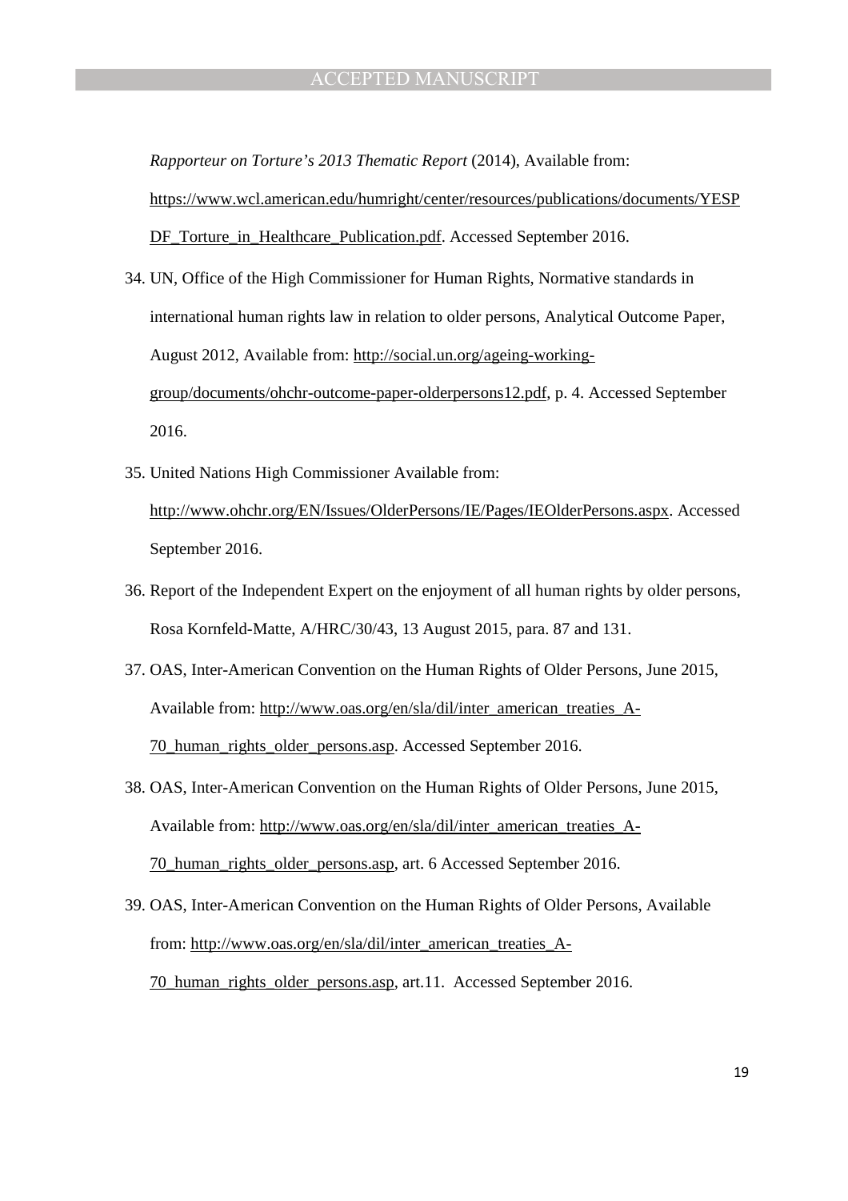*Rapporteur on Torture's 2013 Thematic Report* (2014), Available from: https://www.wcl.american.edu/humright/center/resources/publications/documents/YESPDF_Torture_in_Healthcare_Publication.pdf. Accessed September 2016.

34. UN, Office of the High Commissioner for Human Rights, Normative standards in international human rights law in relation to older persons, Analytical Outcome Paper, August 2012, Available from: http://social.un.org/ageing-working-group/documents/ohchr-outcome-paper-olderpersons12.pdf, p. 4. Accessed September 2016.
35. United Nations High Commissioner Available from: http://www.ohchr.org/EN/Issues/OlderPersons/IE/Pages/IEOlderPersons.aspx. Accessed September 2016.
36. Report of the Independent Expert on the enjoyment of all human rights by older persons, Rosa Kornfeld-Matte, A/HRC/30/43, 13 August 2015, para. 87 and 131.
37. OAS, Inter-American Convention on the Human Rights of Older Persons, June 2015, Available from: http://www.oas.org/en/sla/dil/inter_american_treaties_A-70_human_rights_older_persons.asp. Accessed September 2016.
38. OAS, Inter-American Convention on the Human Rights of Older Persons, June 2015, Available from: http://www.oas.org/en/sla/dil/inter_american_treaties_A-70_human_rights_older_persons.asp, art. 6 Accessed September 2016.
39. OAS, Inter-American Convention on the Human Rights of Older Persons, Available from: http://www.oas.org/en/sla/dil/inter_american_treaties_A-70_human_rights_older_persons.asp, art.11. Accessed September 2016.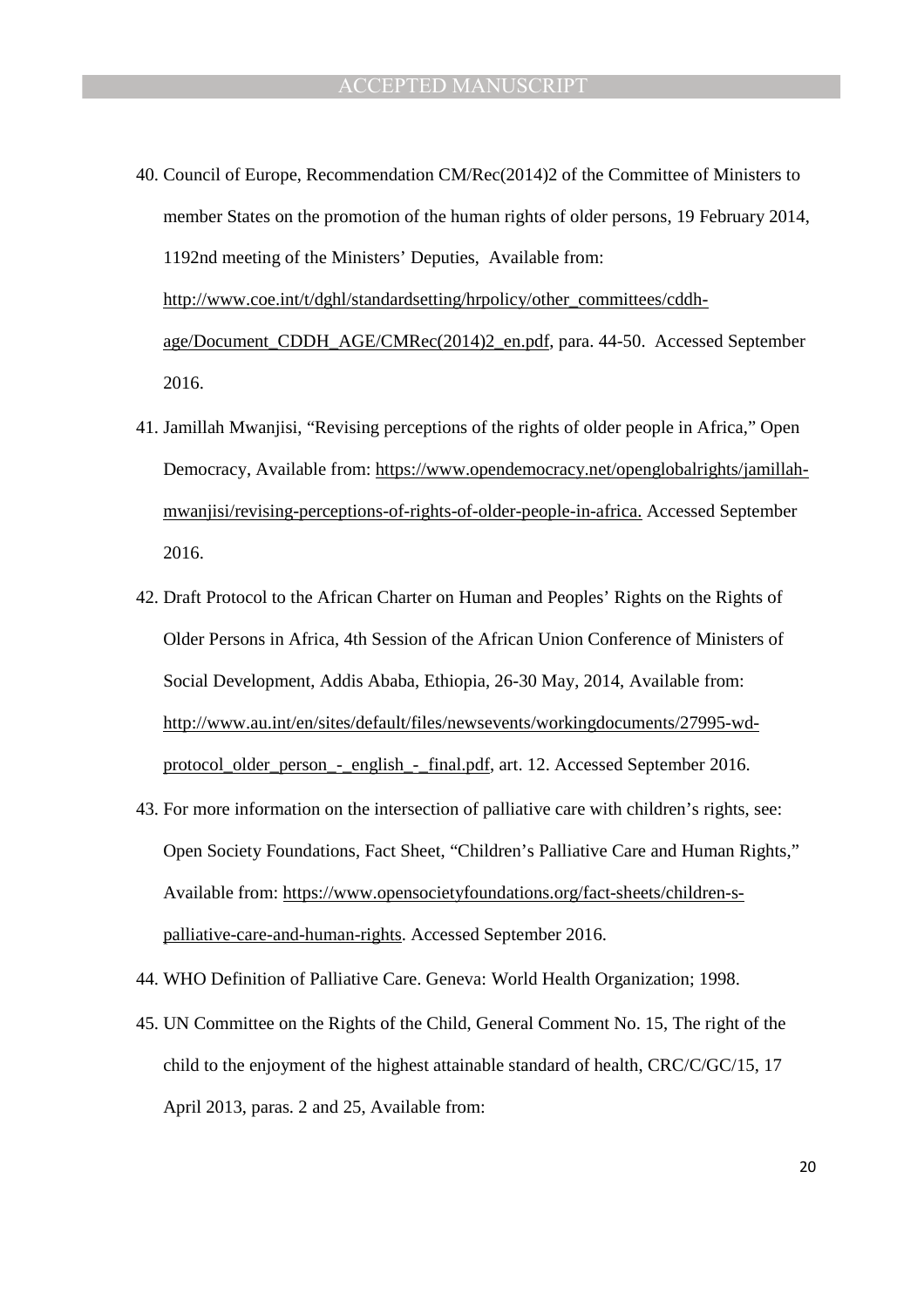40. Council of Europe, Recommendation CM/Rec(2014)2 of the Committee of Ministers to member States on the promotion of the human rights of older persons, 19 February 2014, 1192nd meeting of the Ministers' Deputies, Available from: http://www.coe.int/t/dghl/standardsetting/hrpolicy/other_committees/cddh-age/Document_CDDH_AGE/CMRec(2014)2_en.pdf, para. 44-50. Accessed September 2016.
41. Jamillah Mwanjisi, "Revising perceptions of the rights of older people in Africa," Open Democracy, Available from: https://www.opendemocracy.net/openglobalrights/jamillah-mwanjisi/revising-perceptions-of-rights-of-older-people-in-africa. Accessed September 2016.
42. Draft Protocol to the African Charter on Human and Peoples' Rights on the Rights of Older Persons in Africa, 4th Session of the African Union Conference of Ministers of Social Development, Addis Ababa, Ethiopia, 26-30 May, 2014, Available from: http://www.au.int/en/sites/default/files/newsevents/workingdocuments/27995-wd-protocol_older_person_-_english_-_final.pdf, art. 12. Accessed September 2016.
43. For more information on the intersection of palliative care with children's rights, see: Open Society Foundations, Fact Sheet, "Children's Palliative Care and Human Rights," Available from: https://www.opensocietyfoundations.org/fact-sheets/children-s-palliative-care-and-human-rights. Accessed September 2016.
44. WHO Definition of Palliative Care. Geneva: World Health Organization; 1998.
45. UN Committee on the Rights of the Child, General Comment No. 15, The right of the child to the enjoyment of the highest attainable standard of health, CRC/C/GC/15, 17 April 2013, paras. 2 and 25, Available from: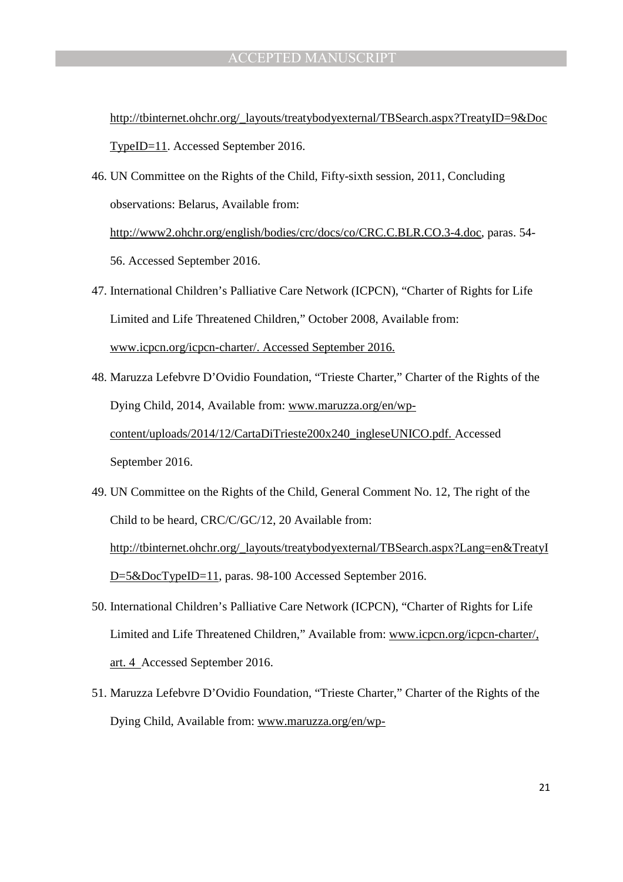http://tbinternet.ohchr.org/_layouts/treatybodyexternal/TBSearch.aspx?TreatyID=9&DocTypeID=11. Accessed September 2016.

46. UN Committee on the Rights of the Child, Fifty-sixth session, 2011, Concluding observations: Belarus, Available from: http://www2.ohchr.org/english/bodies/crc/docs/co/CRC.C.BLR.CO.3-4.doc, paras. 54-56. Accessed September 2016.
47. International Children's Palliative Care Network (ICPCN), "Charter of Rights for Life Limited and Life Threatened Children," October 2008, Available from: www.icpcn.org/icpcn-charter/. Accessed September 2016.
48. Maruzza Lefebvre D'Ovidio Foundation, "Trieste Charter," Charter of the Rights of the Dying Child, 2014, Available from: www.maruzza.org/en/wp-content/uploads/2014/12/CartaDiTrieste200x240_ingleseUNICO.pdf. Accessed September 2016.
49. UN Committee on the Rights of the Child, General Comment No. 12, The right of the Child to be heard, CRC/C/GC/12, 20 Available from: http://tbinternet.ohchr.org/_layouts/treatybodyexternal/TBSearch.aspx?Lang=en&TreatyID=5&DocTypeID=11, paras. 98-100 Accessed September 2016.
50. International Children's Palliative Care Network (ICPCN), "Charter of Rights for Life Limited and Life Threatened Children," Available from: www.icpcn.org/icpcn-charter/, art. 4 Accessed September 2016.
51. Maruzza Lefebvre D'Ovidio Foundation, "Trieste Charter," Charter of the Rights of the Dying Child, Available from: www.maruzza.org/en/wp-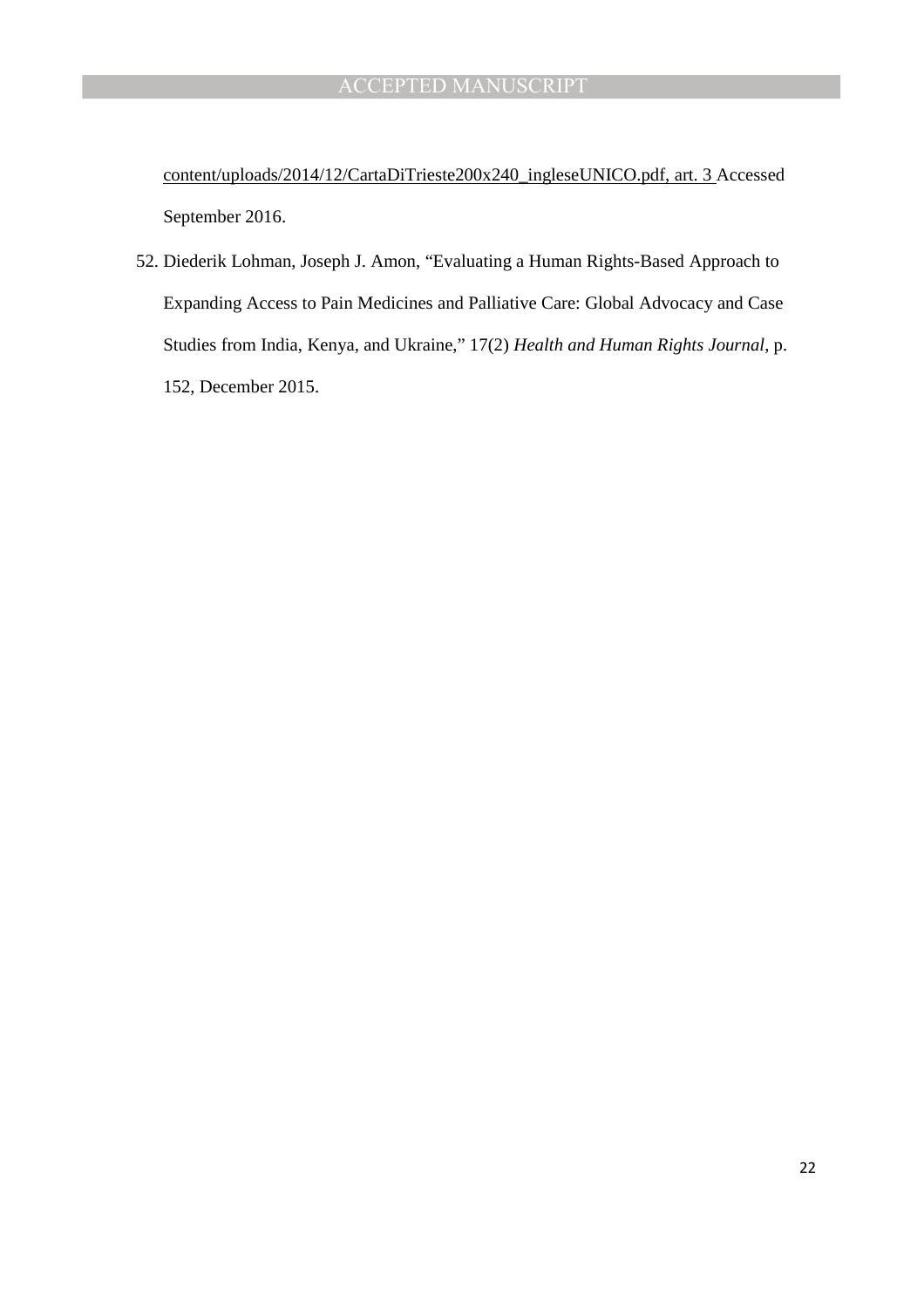content/uploads/2014/12/CartaDiTrieste200x240_ingleseUNICO.pdf, art. 3 Accessed September 2016.

52. Diederik Lohman, Joseph J. Amon, "Evaluating a Human Rights-Based Approach to Expanding Access to Pain Medicines and Palliative Care: Global Advocacy and Case Studies from India, Kenya, and Ukraine," 17(2) *Health and Human Rights Journal*, p. 152, December 2015.